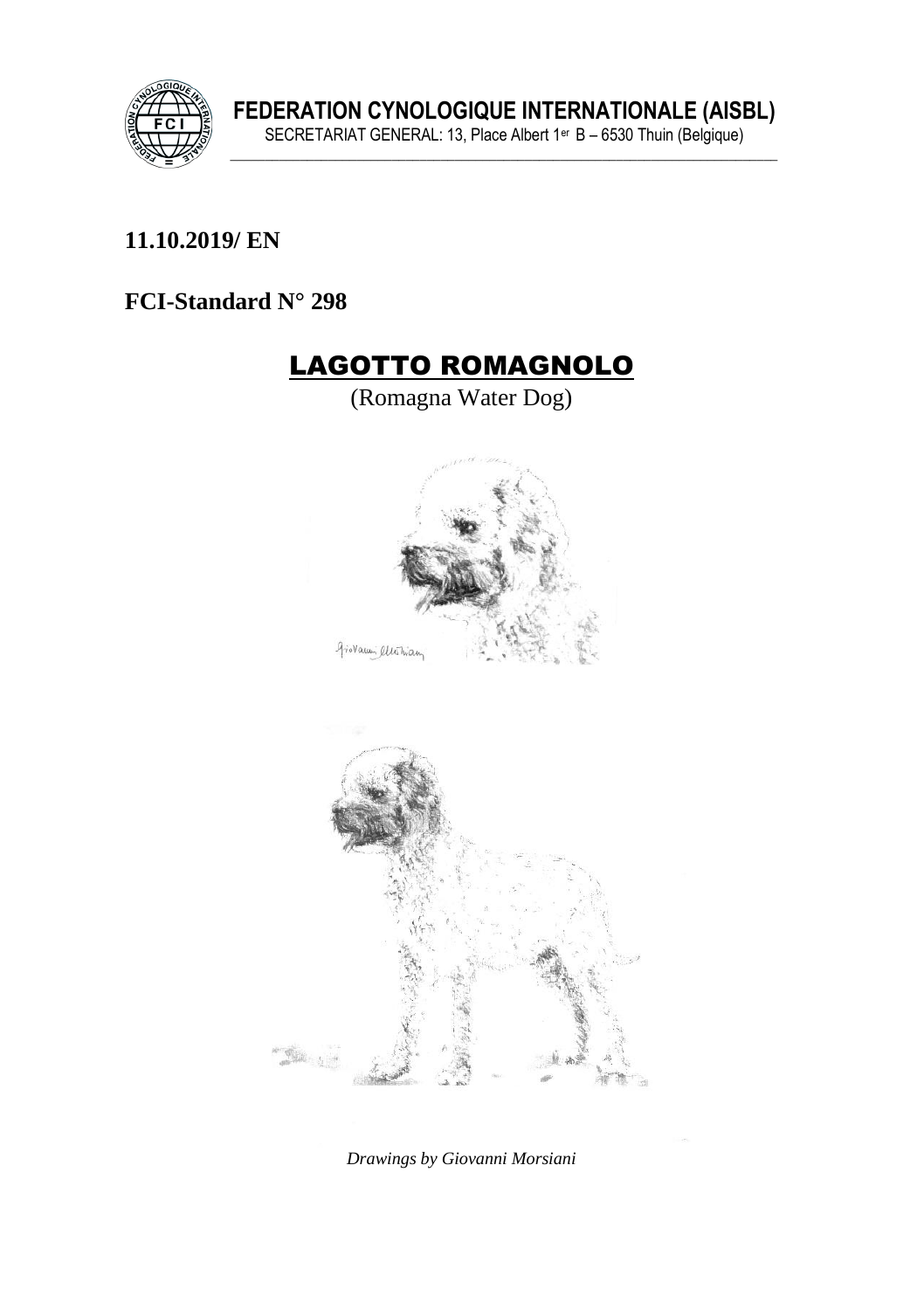**FEDERATION CYNOLOGIQUE INTERNATIONALE (AISBL)**

SECRETARIAT GENERAL: 13, Place Albert 1er B – 6530 Thuin (Belgique)

**11.10.2019/ EN**

**FCI-Standard N° 298**

# LAGOTTO ROMAGNOLO

(Romagna Water Dog)

*Drawings by Giovanni Morsiani*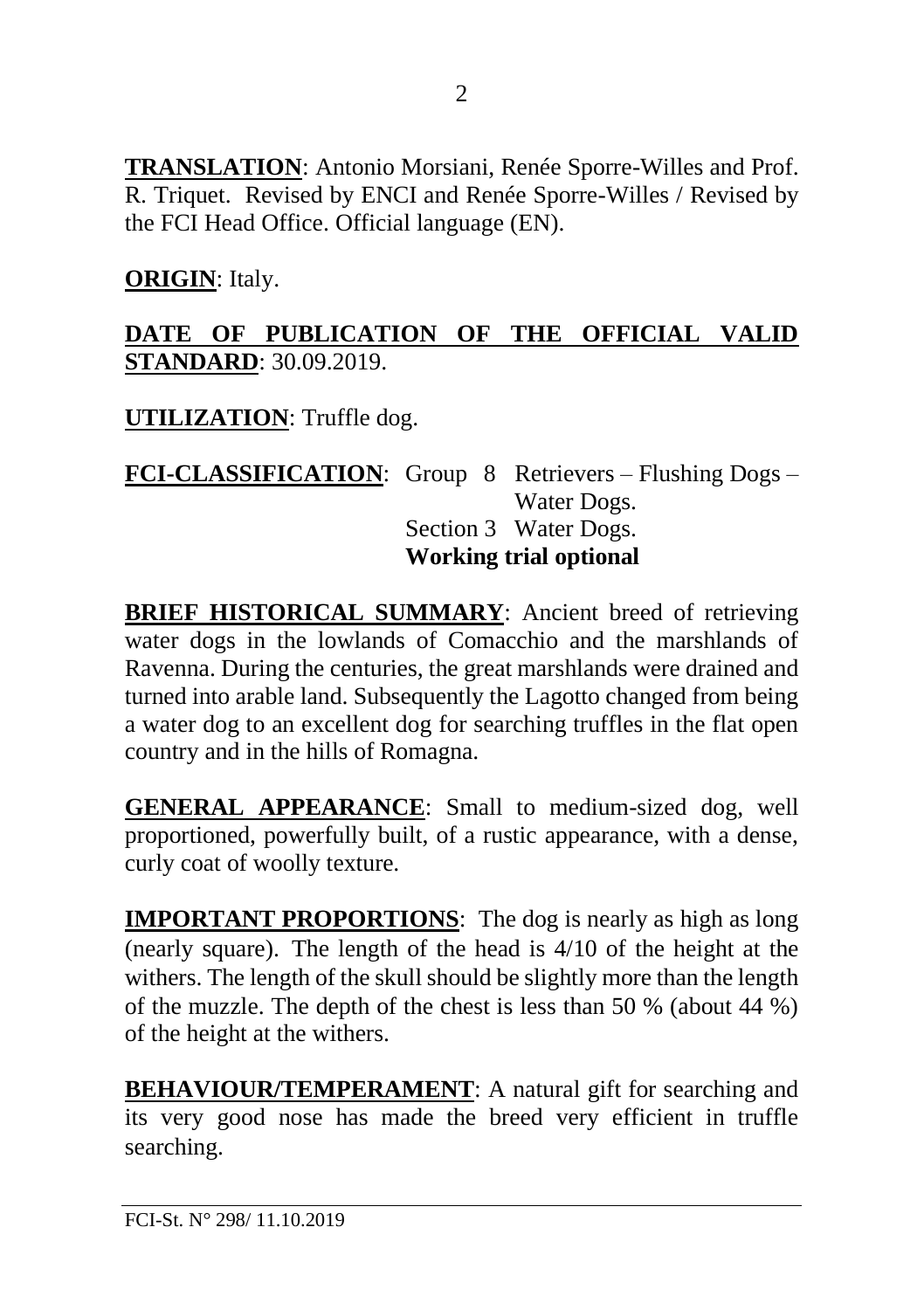**TRANSLATION**: Antonio Morsiani, Renée Sporre-Willes and Prof. R. Triquet. Revised by ENCI and Renée Sporre-Willes / Revised by the FCI Head Office. Official language (EN).

**ORIGIN**: Italy.

**DATE OF PUBLICATION OF THE OFFICIAL VALID STANDARD**: 30.09.2019.

**UTILIZATION**: Truffle dog.

**FCI-CLASSIFICATION**: Group 8 Retrievers – Flushing Dogs – Water Dogs.
Section 3 Water Dogs.
**Working trial optional**

**BRIEF HISTORICAL SUMMARY**: Ancient breed of retrieving water dogs in the lowlands of Comacchio and the marshlands of Ravenna. During the centuries, the great marshlands were drained and turned into arable land. Subsequently the Lagotto changed from being a water dog to an excellent dog for searching truffles in the flat open country and in the hills of Romagna.

**GENERAL APPEARANCE**: Small to medium-sized dog, well proportioned, powerfully built, of a rustic appearance, with a dense, curly coat of woolly texture.

**IMPORTANT PROPORTIONS**: The dog is nearly as high as long (nearly square). The length of the head is 4/10 of the height at the withers. The length of the skull should be slightly more than the length of the muzzle. The depth of the chest is less than 50 % (about 44 %) of the height at the withers.

**BEHAVIOUR/TEMPERAMENT**: A natural gift for searching and its very good nose has made the breed very efficient in truffle searching.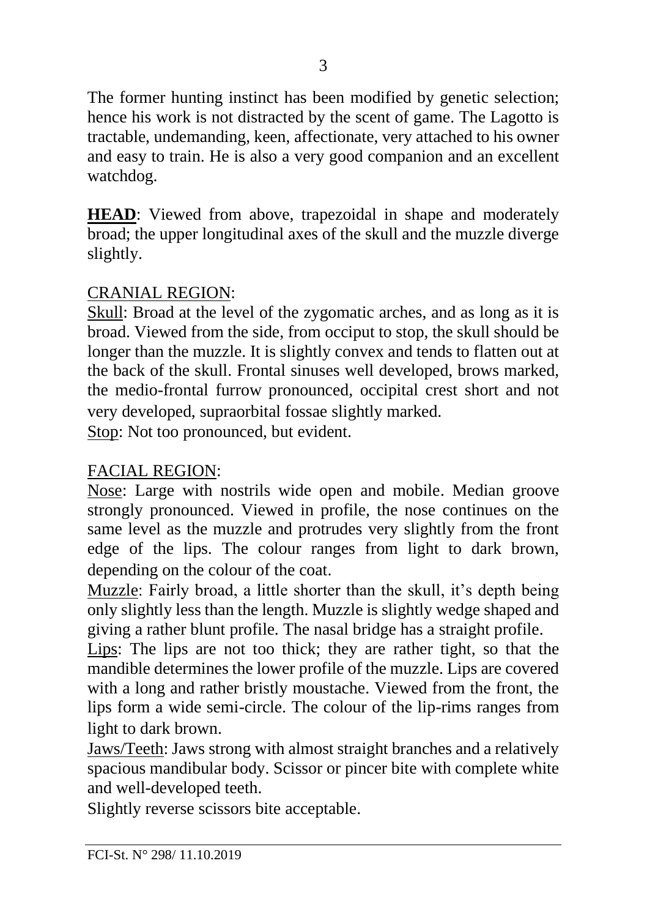The former hunting instinct has been modified by genetic selection; hence his work is not distracted by the scent of game. The Lagotto is tractable, undemanding, keen, affectionate, very attached to his owner and easy to train. He is also a very good companion and an excellent watchdog.

**HEAD**: Viewed from above, trapezoidal in shape and moderately broad; the upper longitudinal axes of the skull and the muzzle diverge slightly.

CRANIAL REGION:

Skull: Broad at the level of the zygomatic arches, and as long as it is broad. Viewed from the side, from occiput to stop, the skull should be longer than the muzzle. It is slightly convex and tends to flatten out at the back of the skull. Frontal sinuses well developed, brows marked, the medio-frontal furrow pronounced, occipital crest short and not very developed, supraorbital fossae slightly marked.

Stop: Not too pronounced, but evident.

FACIAL REGION:

Nose: Large with nostrils wide open and mobile. Median groove strongly pronounced. Viewed in profile, the nose continues on the same level as the muzzle and protrudes very slightly from the front edge of the lips. The colour ranges from light to dark brown, depending on the colour of the coat.

Muzzle: Fairly broad, a little shorter than the skull, it's depth being only slightly less than the length. Muzzle is slightly wedge shaped and giving a rather blunt profile. The nasal bridge has a straight profile.

Lips: The lips are not too thick; they are rather tight, so that the mandible determines the lower profile of the muzzle. Lips are covered with a long and rather bristly moustache. Viewed from the front, the lips form a wide semi-circle. The colour of the lip-rims ranges from light to dark brown.

Jaws/Teeth: Jaws strong with almost straight branches and a relatively spacious mandibular body. Scissor or pincer bite with complete white and well-developed teeth.

Slightly reverse scissors bite acceptable.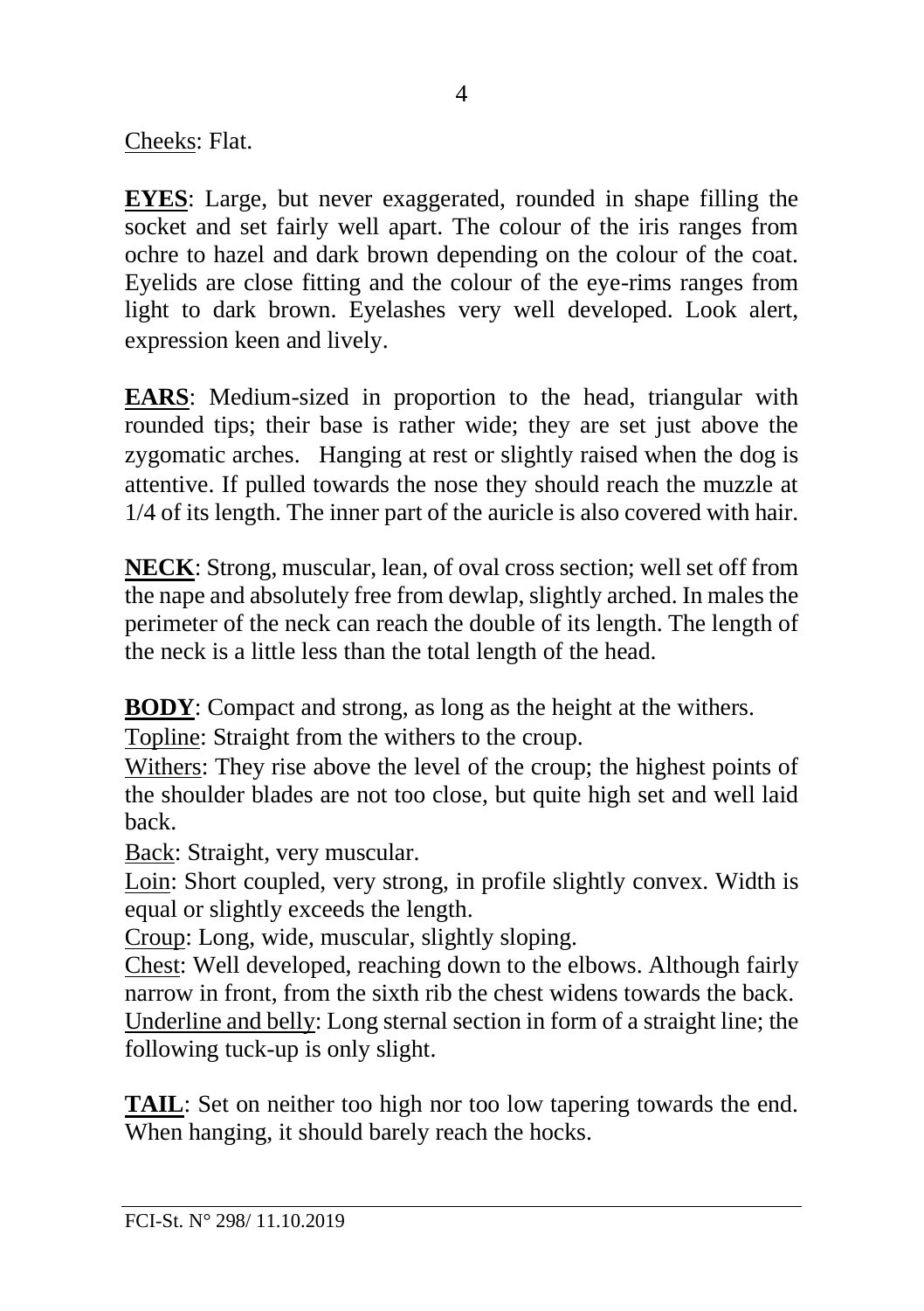Cheeks: Flat.

**EYES**: Large, but never exaggerated, rounded in shape filling the socket and set fairly well apart. The colour of the iris ranges from ochre to hazel and dark brown depending on the colour of the coat. Eyelids are close fitting and the colour of the eye-rims ranges from light to dark brown. Eyelashes very well developed. Look alert, expression keen and lively.

**EARS**: Medium-sized in proportion to the head, triangular with rounded tips; their base is rather wide; they are set just above the zygomatic arches. Hanging at rest or slightly raised when the dog is attentive. If pulled towards the nose they should reach the muzzle at 1/4 of its length. The inner part of the auricle is also covered with hair.

**NECK**: Strong, muscular, lean, of oval cross section; well set off from the nape and absolutely free from dewlap, slightly arched. In males the perimeter of the neck can reach the double of its length. The length of the neck is a little less than the total length of the head.

**BODY**: Compact and strong, as long as the height at the withers.
Topline: Straight from the withers to the croup.
Withers: They rise above the level of the croup; the highest points of the shoulder blades are not too close, but quite high set and well laid back.
Back: Straight, very muscular.
Loin: Short coupled, very strong, in profile slightly convex. Width is equal or slightly exceeds the length.
Croup: Long, wide, muscular, slightly sloping.
Chest: Well developed, reaching down to the elbows. Although fairly narrow in front, from the sixth rib the chest widens towards the back.
Underline and belly: Long sternal section in form of a straight line; the following tuck-up is only slight.

**TAIL**: Set on neither too high nor too low tapering towards the end. When hanging, it should barely reach the hocks.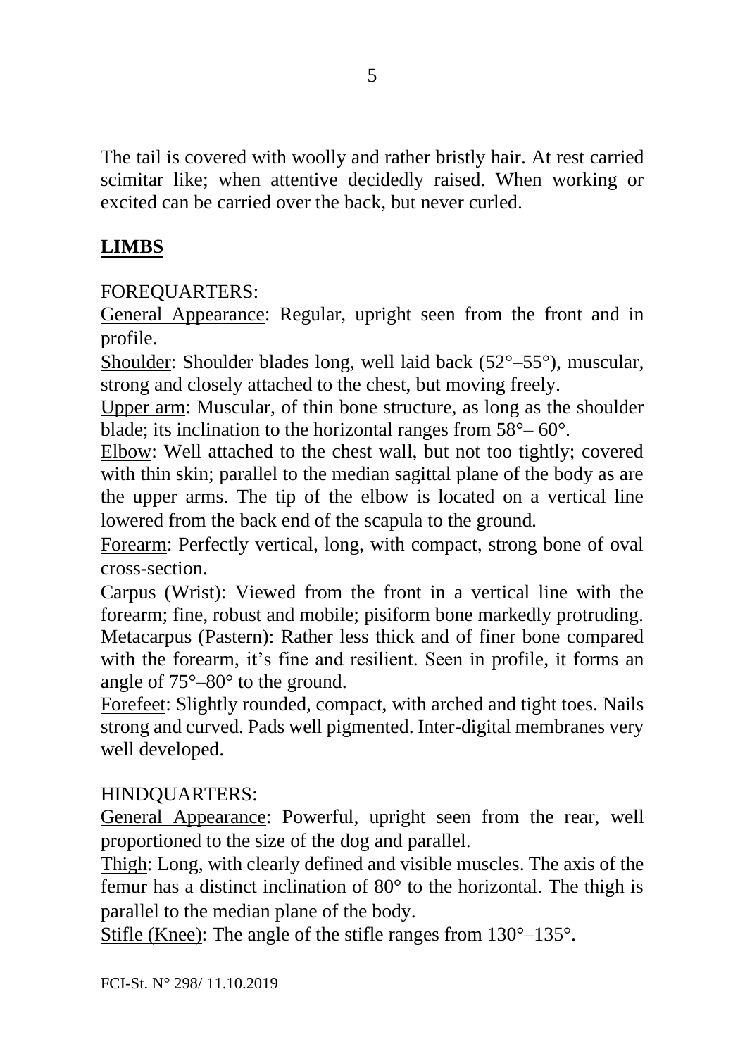The tail is covered with woolly and rather bristly hair. At rest carried scimitar like; when attentive decidedly raised. When working or excited can be carried over the back, but never curled.

## LIMBS

FOREQUARTERS:

General Appearance: Regular, upright seen from the front and in profile.

Shoulder: Shoulder blades long, well laid back (52°–55°), muscular, strong and closely attached to the chest, but moving freely.

Upper arm: Muscular, of thin bone structure, as long as the shoulder blade; its inclination to the horizontal ranges from 58°– 60°.

Elbow: Well attached to the chest wall, but not too tightly; covered with thin skin; parallel to the median sagittal plane of the body as are the upper arms. The tip of the elbow is located on a vertical line lowered from the back end of the scapula to the ground.

Forearm: Perfectly vertical, long, with compact, strong bone of oval cross-section.

Carpus (Wrist): Viewed from the front in a vertical line with the forearm; fine, robust and mobile; pisiform bone markedly protruding.

Metacarpus (Pastern): Rather less thick and of finer bone compared with the forearm, it's fine and resilient. Seen in profile, it forms an angle of 75°–80° to the ground.

Forefeet: Slightly rounded, compact, with arched and tight toes. Nails strong and curved. Pads well pigmented. Inter-digital membranes very well developed.

HINDQUARTERS:

General Appearance: Powerful, upright seen from the rear, well proportioned to the size of the dog and parallel.

Thigh: Long, with clearly defined and visible muscles. The axis of the femur has a distinct inclination of 80° to the horizontal. The thigh is parallel to the median plane of the body.

Stifle (Knee): The angle of the stifle ranges from 130°–135°.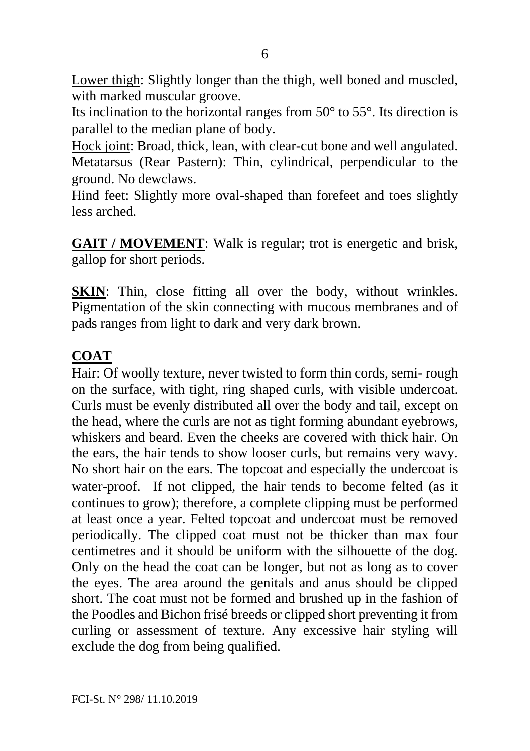Lower thigh: Slightly longer than the thigh, well boned and muscled, with marked muscular groove.
Its inclination to the horizontal ranges from 50° to 55°. Its direction is parallel to the median plane of body.
Hock joint: Broad, thick, lean, with clear-cut bone and well angulated.
Metatarsus (Rear Pastern): Thin, cylindrical, perpendicular to the ground. No dewclaws.
Hind feet: Slightly more oval-shaped than forefeet and toes slightly less arched.

**GAIT / MOVEMENT**: Walk is regular; trot is energetic and brisk, gallop for short periods.

**SKIN**: Thin, close fitting all over the body, without wrinkles. Pigmentation of the skin connecting with mucous membranes and of pads ranges from light to dark and very dark brown.

## COAT

Hair: Of woolly texture, never twisted to form thin cords, semi- rough on the surface, with tight, ring shaped curls, with visible undercoat. Curls must be evenly distributed all over the body and tail, except on the head, where the curls are not as tight forming abundant eyebrows, whiskers and beard. Even the cheeks are covered with thick hair. On the ears, the hair tends to show looser curls, but remains very wavy. No short hair on the ears. The topcoat and especially the undercoat is water-proof. If not clipped, the hair tends to become felted (as it continues to grow); therefore, a complete clipping must be performed at least once a year. Felted topcoat and undercoat must be removed periodically. The clipped coat must not be thicker than max four centimetres and it should be uniform with the silhouette of the dog. Only on the head the coat can be longer, but not as long as to cover the eyes. The area around the genitals and anus should be clipped short. The coat must not be formed and brushed up in the fashion of the Poodles and Bichon frisé breeds or clipped short preventing it from curling or assessment of texture. Any excessive hair styling will exclude the dog from being qualified.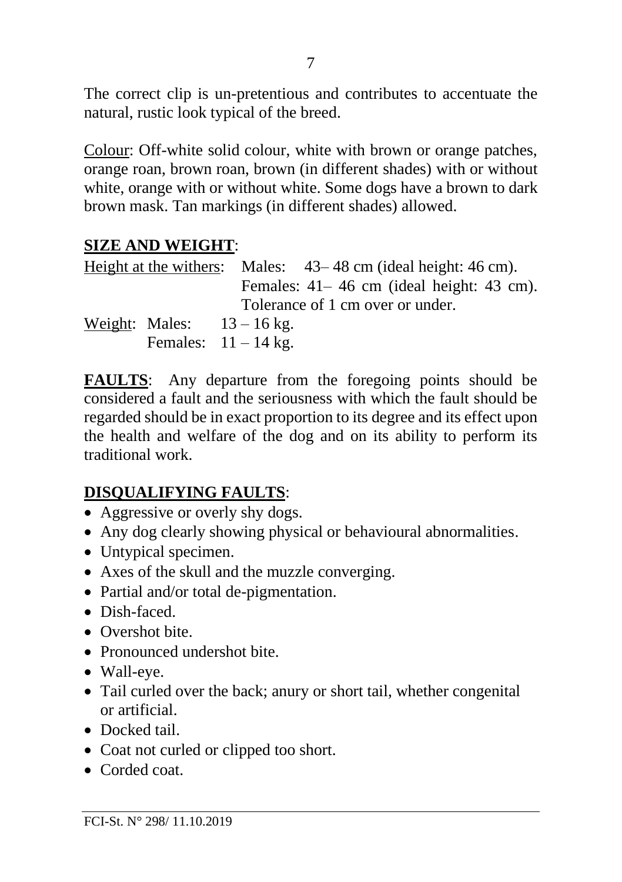The correct clip is un-pretentious and contributes to accentuate the natural, rustic look typical of the breed.

Colour: Off-white solid colour, white with brown or orange patches, orange roan, brown roan, brown (in different shades) with or without white, orange with or without white. Some dogs have a brown to dark brown mask. Tan markings (in different shades) allowed.

**SIZE AND WEIGHT**:

Height at the withers: Males: 43– 48 cm (ideal height: 46 cm).
Females: 41– 46 cm (ideal height: 43 cm).
Tolerance of 1 cm over or under.

Weight: Males: 13 – 16 kg.
Females: 11 – 14 kg.

**FAULTS**: Any departure from the foregoing points should be considered a fault and the seriousness with which the fault should be regarded should be in exact proportion to its degree and its effect upon the health and welfare of the dog and on its ability to perform its traditional work.

**DISQUALIFYING FAULTS**:

- Aggressive or overly shy dogs.
- Any dog clearly showing physical or behavioural abnormalities.
- Untypical specimen.
- Axes of the skull and the muzzle converging.
- Partial and/or total de-pigmentation.
- Dish-faced.
- Overshot bite.
- Pronounced undershot bite.
- Wall-eye.
- Tail curled over the back; anury or short tail, whether congenital or artificial.
- Docked tail.
- Coat not curled or clipped too short.
- Corded coat.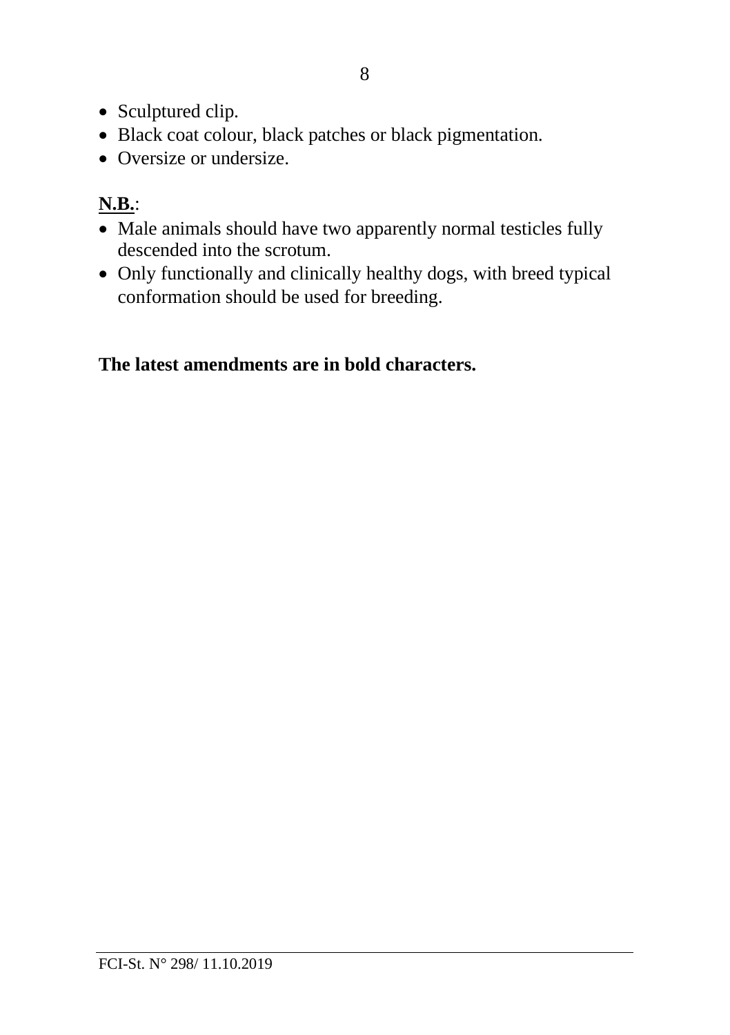- Sculptured clip.
- Black coat colour, black patches or black pigmentation.
- Oversize or undersize.

**N.B.**:

- Male animals should have two apparently normal testicles fully descended into the scrotum.
- Only functionally and clinically healthy dogs, with breed typical conformation should be used for breeding.

**The latest amendments are in bold characters.**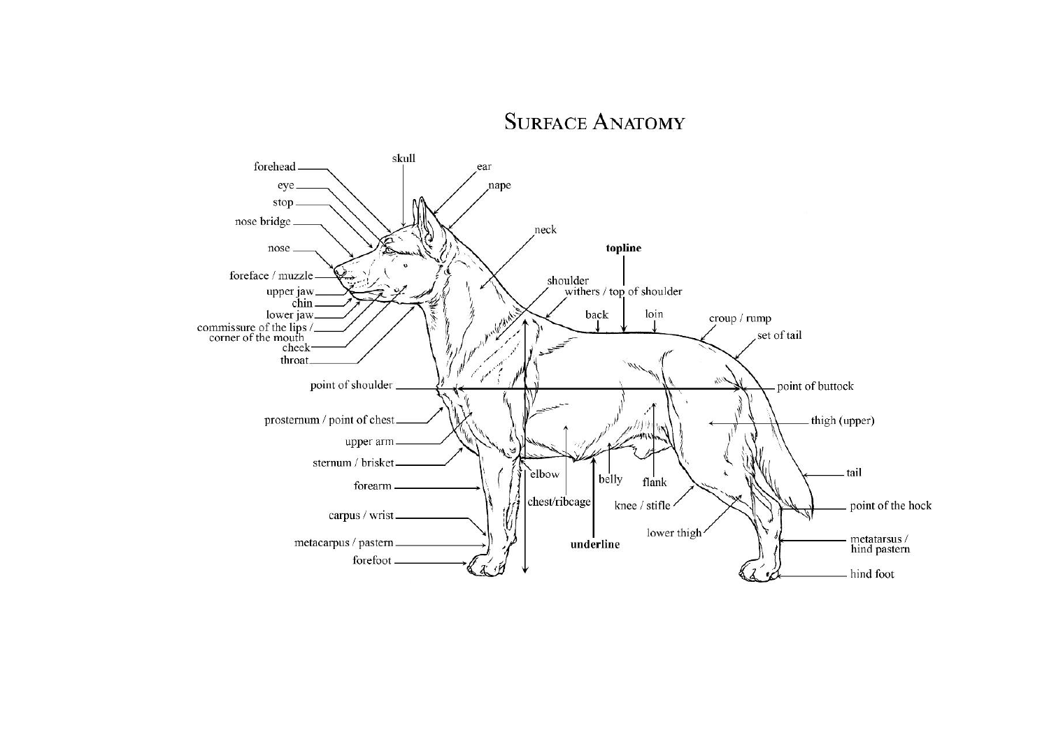# Surface Anatomy

forehead
eye
stop
nose bridge
nose
foreface / muzzle
upper jaw
chin
lower jaw
commissure of the lips / corner of the mouth
cheek
throat
skull
ear
nape
neck
**topline**
shoulder
withers / top of shoulder
back
loin
croup / rump
set of tail
point of shoulder
point of buttock
prosternum / point of chest
thigh (upper)
upper arm
sternum / brisket
elbow
belly
flank
tail
forearm
chest/ribcage
knee / stifle
point of the hock
carpus / wrist
lower thigh
metacarpus / pastern
**underline**
metatarsus / hind pastern
forefoot
hind foot